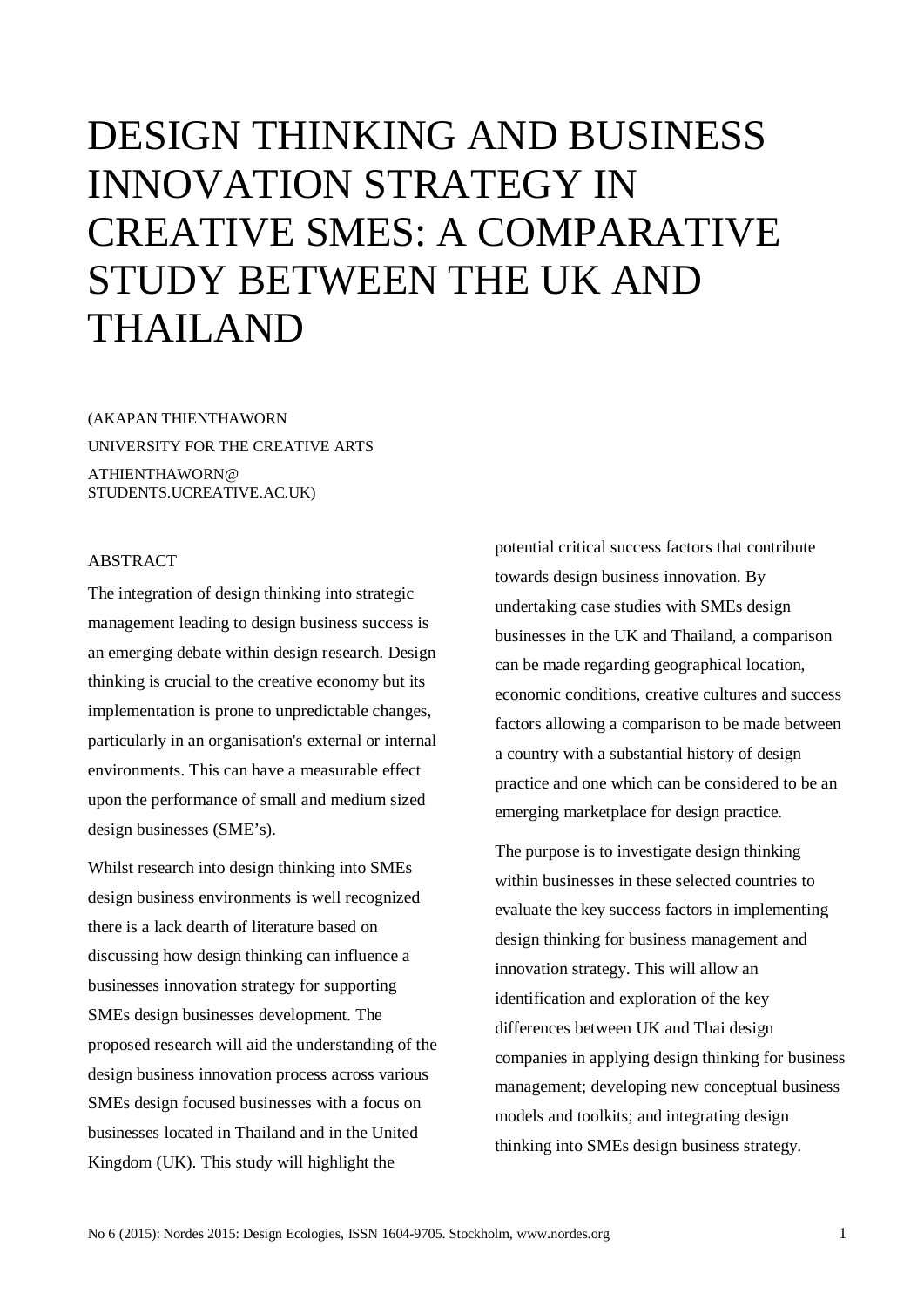# DESIGN THINKING AND BUSINESS INNOVATION STRATEGY IN CREATIVE SMES: A COMPARATIVE STUDY BETWEEN THE UK AND THAILAND

(AKAPAN THIENTHAWORN
UNIVERSITY FOR THE CREATIVE ARTS
ATHIENTHAWORN@
STUDENTS.UCREATIVE.AC.UK)

## ABSTRACT

The integration of design thinking into strategic management leading to design business success is an emerging debate within design research. Design thinking is crucial to the creative economy but its implementation is prone to unpredictable changes, particularly in an organisation's external or internal environments. This can have a measurable effect upon the performance of small and medium sized design businesses (SME's).

Whilst research into design thinking into SMEs design business environments is well recognized there is a lack dearth of literature based on discussing how design thinking can influence a businesses innovation strategy for supporting SMEs design businesses development. The proposed research will aid the understanding of the design business innovation process across various SMEs design focused businesses with a focus on businesses located in Thailand and in the United Kingdom (UK). This study will highlight the potential critical success factors that contribute towards design business innovation. By undertaking case studies with SMEs design businesses in the UK and Thailand, a comparison can be made regarding geographical location, economic conditions, creative cultures and success factors allowing a comparison to be made between a country with a substantial history of design practice and one which can be considered to be an emerging marketplace for design practice.

The purpose is to investigate design thinking within businesses in these selected countries to evaluate the key success factors in implementing design thinking for business management and innovation strategy. This will allow an identification and exploration of the key differences between UK and Thai design companies in applying design thinking for business management; developing new conceptual business models and toolkits; and integrating design thinking into SMEs design business strategy.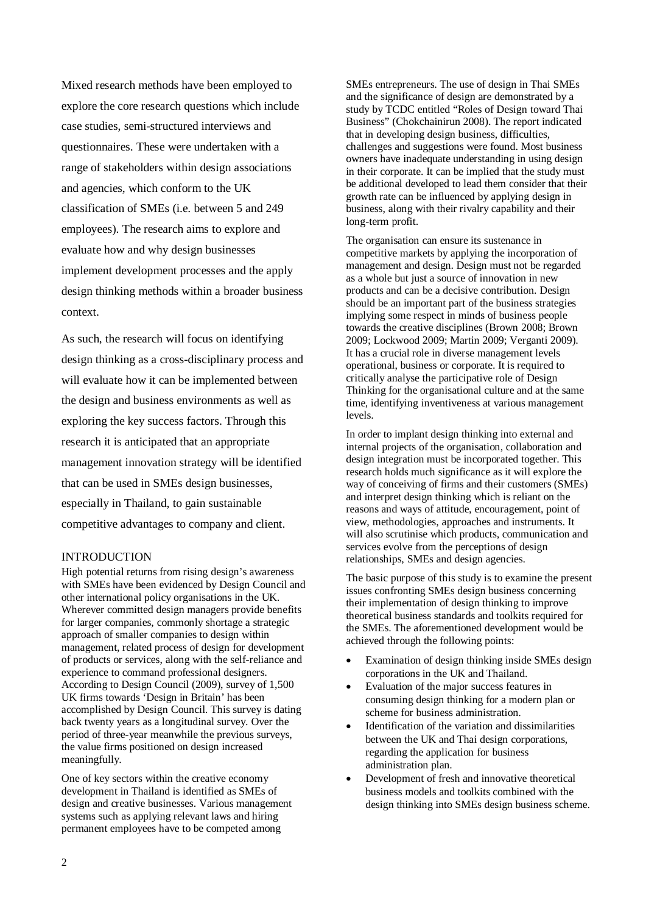Mixed research methods have been employed to explore the core research questions which include case studies, semi-structured interviews and questionnaires. These were undertaken with a range of stakeholders within design associations and agencies, which conform to the UK classification of SMEs (i.e. between 5 and 249 employees). The research aims to explore and evaluate how and why design businesses implement development processes and the apply design thinking methods within a broader business context.

As such, the research will focus on identifying design thinking as a cross-disciplinary process and will evaluate how it can be implemented between the design and business environments as well as exploring the key success factors. Through this research it is anticipated that an appropriate management innovation strategy will be identified that can be used in SMEs design businesses, especially in Thailand, to gain sustainable competitive advantages to company and client.

## INTRODUCTION

High potential returns from rising design's awareness with SMEs have been evidenced by Design Council and other international policy organisations in the UK. Wherever committed design managers provide benefits for larger companies, commonly shortage a strategic approach of smaller companies to design within management, related process of design for development of products or services, along with the self-reliance and experience to command professional designers. According to Design Council (2009), survey of 1,500 UK firms towards 'Design in Britain' has been accomplished by Design Council. This survey is dating back twenty years as a longitudinal survey. Over the period of three-year meanwhile the previous surveys, the value firms positioned on design increased meaningfully.

One of key sectors within the creative economy development in Thailand is identified as SMEs of design and creative businesses. Various management systems such as applying relevant laws and hiring permanent employees have to be competed among SMEs entrepreneurs. The use of design in Thai SMEs and the significance of design are demonstrated by a study by TCDC entitled "Roles of Design toward Thai Business" (Chokchainirun 2008). The report indicated that in developing design business, difficulties, challenges and suggestions were found. Most business owners have inadequate understanding in using design in their corporate. It can be implied that the study must be additional developed to lead them consider that their growth rate can be influenced by applying design in business, along with their rivalry capability and their long-term profit.

The organisation can ensure its sustenance in competitive markets by applying the incorporation of management and design. Design must not be regarded as a whole but just a source of innovation in new products and can be a decisive contribution. Design should be an important part of the business strategies implying some respect in minds of business people towards the creative disciplines (Brown 2008; Brown 2009; Lockwood 2009; Martin 2009; Verganti 2009). It has a crucial role in diverse management levels operational, business or corporate. It is required to critically analyse the participative role of Design Thinking for the organisational culture and at the same time, identifying inventiveness at various management levels.

In order to implant design thinking into external and internal projects of the organisation, collaboration and design integration must be incorporated together. This research holds much significance as it will explore the way of conceiving of firms and their customers (SMEs) and interpret design thinking which is reliant on the reasons and ways of attitude, encouragement, point of view, methodologies, approaches and instruments. It will also scrutinise which products, communication and services evolve from the perceptions of design relationships, SMEs and design agencies.

The basic purpose of this study is to examine the present issues confronting SMEs design business concerning their implementation of design thinking to improve theoretical business standards and toolkits required for the SMEs. The aforementioned development would be achieved through the following points:

- Examination of design thinking inside SMEs design corporations in the UK and Thailand.
- Evaluation of the major success features in consuming design thinking for a modern plan or scheme for business administration.
- Identification of the variation and dissimilarities between the UK and Thai design corporations, regarding the application for business administration plan.
- Development of fresh and innovative theoretical business models and toolkits combined with the design thinking into SMEs design business scheme.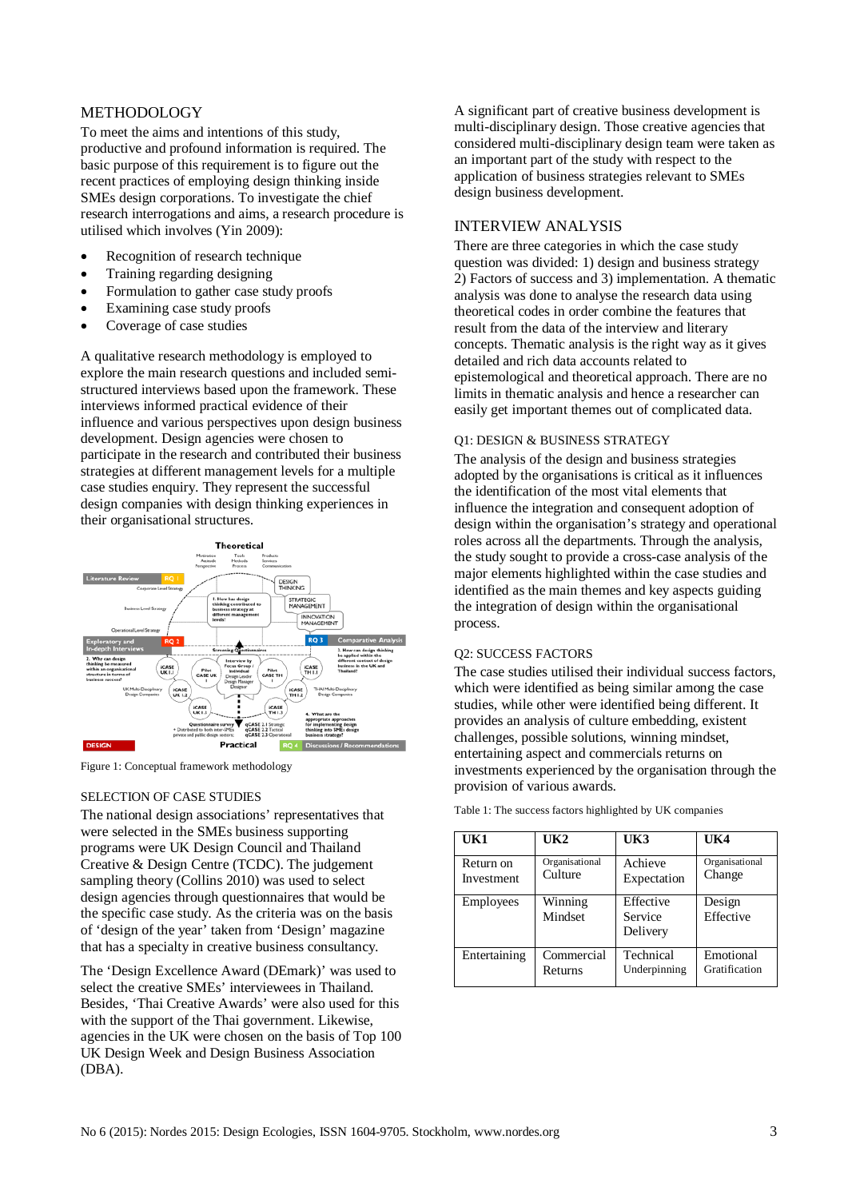## METHODOLOGY

To meet the aims and intentions of this study, productive and profound information is required. The basic purpose of this requirement is to figure out the recent practices of employing design thinking inside SMEs design corporations. To investigate the chief research interrogations and aims, a research procedure is utilised which involves (Yin 2009):

- Recognition of research technique
- Training regarding designing
- Formulation to gather case study proofs
- Examining case study proofs
- Coverage of case studies

A qualitative research methodology is employed to explore the main research questions and included semi-structured interviews based upon the framework. These interviews informed practical evidence of their influence and various perspectives upon design business development. Design agencies were chosen to participate in the research and contributed their business strategies at different management levels for a multiple case studies enquiry. They represent the successful design companies with design thinking experiences in their organisational structures.

Figure 1: Conceptual framework methodology

### SELECTION OF CASE STUDIES

The national design associations' representatives that were selected in the SMEs business supporting programs were UK Design Council and Thailand Creative & Design Centre (TCDC). The judgement sampling theory (Collins 2010) was used to select design agencies through questionnaires that would be the specific case study. As the criteria was on the basis of 'design of the year' taken from 'Design' magazine that has a specialty in creative business consultancy.

The 'Design Excellence Award (DEmark)' was used to select the creative SMEs' interviewees in Thailand. Besides, 'Thai Creative Awards' were also used for this with the support of the Thai government. Likewise, agencies in the UK were chosen on the basis of Top 100 UK Design Week and Design Business Association (DBA).

A significant part of creative business development is multi-disciplinary design. Those creative agencies that considered multi-disciplinary design team were taken as an important part of the study with respect to the application of business strategies relevant to SMEs design business development.

## INTERVIEW ANALYSIS

There are three categories in which the case study question was divided: 1) design and business strategy 2) Factors of success and 3) implementation. A thematic analysis was done to analyse the research data using theoretical codes in order combine the features that result from the data of the interview and literary concepts. Thematic analysis is the right way as it gives detailed and rich data accounts related to epistemological and theoretical approach. There are no limits in thematic analysis and hence a researcher can easily get important themes out of complicated data.

### Q1: DESIGN & BUSINESS STRATEGY

The analysis of the design and business strategies adopted by the organisations is critical as it influences the identification of the most vital elements that influence the integration and consequent adoption of design within the organisation's strategy and operational roles across all the departments. Through the analysis, the study sought to provide a cross-case analysis of the major elements highlighted within the case studies and identified as the main themes and key aspects guiding the integration of design within the organisational process.

### Q2: SUCCESS FACTORS

The case studies utilised their individual success factors, which were identified as being similar among the case studies, while other were identified being different. It provides an analysis of culture embedding, existent challenges, possible solutions, winning mindset, entertaining aspect and commercials returns on investments experienced by the organisation through the provision of various awards.

Table 1: The success factors highlighted by UK companies

| UK1 | UK2 | UK3 | UK4 |
|---|---|---|---|
| Return on Investment | Organisational Culture | Achieve Expectation | Organisational Change |
| Employees | Winning Mindset | Effective Service Delivery | Design Effective |
| Entertaining | Commercial Returns | Technical Underpinning | Emotional Gratification |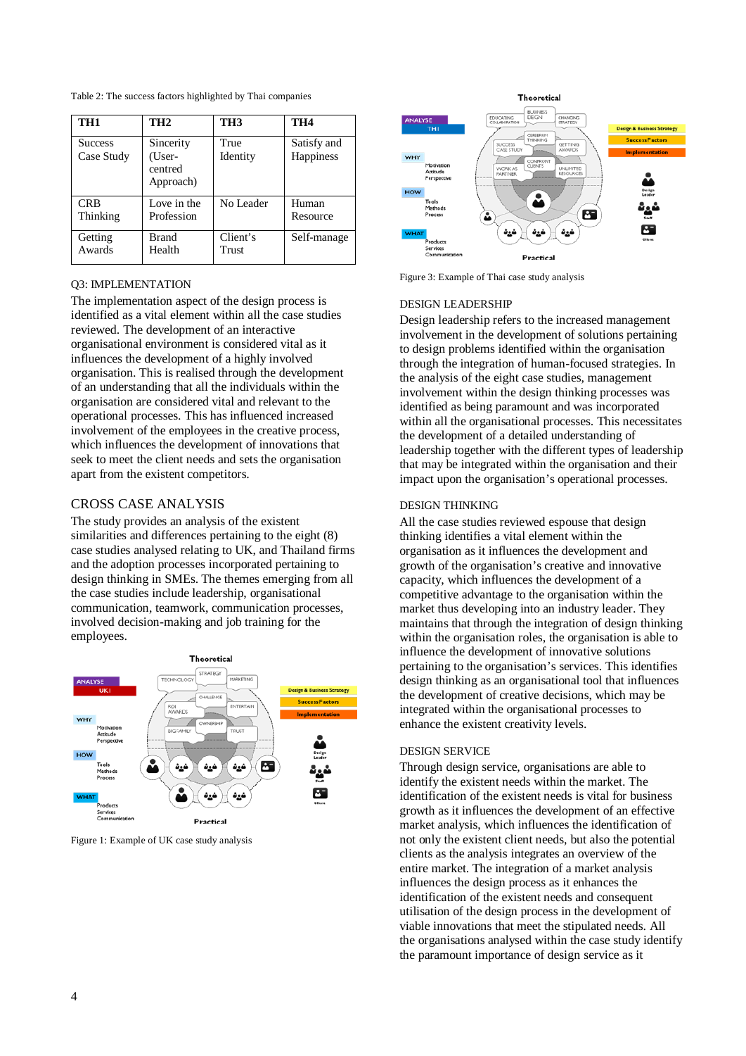Table 2: The success factors highlighted by Thai companies

| TH1 | TH2 | TH3 | TH4 |
|---|---|---|---|
| Success Case Study | Sincerity (User-centred Approach) | True Identity | Satisfy and Happiness |
| CRB Thinking | Love in the Profession | No Leader | Human Resource |
| Getting Awards | Brand Health | Client's Trust | Self-manage |

Q3: IMPLEMENTATION

The implementation aspect of the design process is identified as a vital element within all the case studies reviewed. The development of an interactive organisational environment is considered vital as it influences the development of a highly involved organisation. This is realised through the development of an understanding that all the individuals within the organisation are considered vital and relevant to the operational processes. This has influenced involvement of the employees in the creative process, which influences the development of innovations that seek to meet the client needs and sets the organisation apart from the existent competitors.

## CROSS CASE ANALYSIS

The study provides an analysis of the existent similarities and differences pertaining to the eight (8) case studies analysed relating to UK, and Thailand firms and the adoption processes incorporated pertaining to design thinking in SMEs. The themes emerging from all the case studies include leadership, organisational communication, teamwork, communication processes, involved decision-making and job training for the employees.

Figure 1: Example of UK case study analysis

Figure 3: Example of Thai case study analysis

DESIGN LEADERSHIP

Design leadership refers to the increased management involvement in the development of solutions pertaining to design problems identified within the organisation through the integration of human-focused strategies. In the analysis of the eight case studies, management involvement within the design thinking processes was identified as being paramount and was incorporated within all the organisational processes. This necessitates the development of a detailed understanding of leadership together with the different types of leadership that may be integrated within the organisation and their impact upon the organisation's operational processes.

DESIGN THINKING

All the case studies reviewed espouse that design thinking identifies a vital element within the organisation as it influences the development and growth of the organisation's creative and innovative capacity, which influences the development of a competitive advantage to the organisation within the market thus developing into an industry leader. They maintains that through the integration of design thinking within the organisation roles, the organisation is able to influence the development of innovative solutions pertaining to the organisation's services. This identifies design thinking as an organisational tool that influences the development of creative decisions, which may be integrated within the organisational processes to enhance the existent creativity levels.

DESIGN SERVICE

Through design service, organisations are able to identify the existent needs within the market. The identification of the existent needs is vital for business growth as it influences the development of an effective market analysis, which influences the identification of not only the existent client needs, but also the potential clients as the analysis integrates an overview of the entire market. The integration of a market analysis influences the design process as it enhances the identification of the existent needs and consequent utilisation of the design process in the development of viable innovations that meet the stipulated needs. All the organisations analysed within the case study identify the paramount importance of design service as it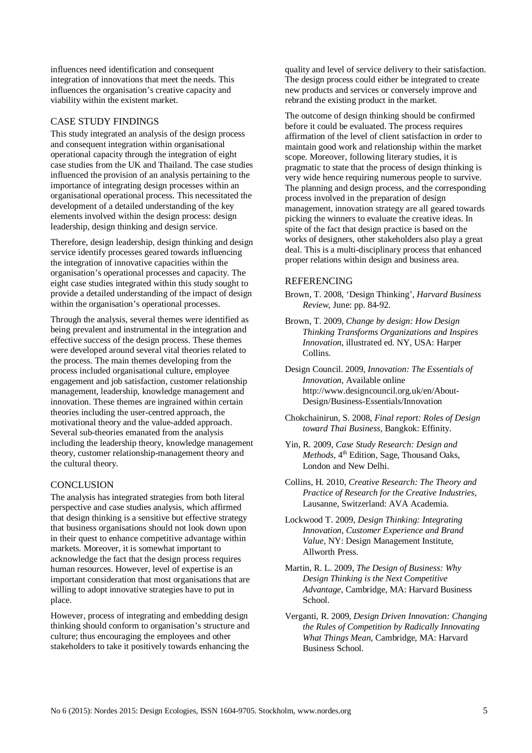influences need identification and consequent integration of innovations that meet the needs. This influences the organisation's creative capacity and viability within the existent market.

## CASE STUDY FINDINGS

This study integrated an analysis of the design process and consequent integration within organisational operational capacity through the integration of eight case studies from the UK and Thailand. The case studies influenced the provision of an analysis pertaining to the importance of integrating design processes within an organisational operational process. This necessitated the development of a detailed understanding of the key elements involved within the design process: design leadership, design thinking and design service.

Therefore, design leadership, design thinking and design service identify processes geared towards influencing the integration of innovative capacities within the organisation's operational processes and capacity. The eight case studies integrated within this study sought to provide a detailed understanding of the impact of design within the organisation's operational processes.

Through the analysis, several themes were identified as being prevalent and instrumental in the integration and effective success of the design process. These themes were developed around several vital theories related to the process. The main themes developing from the process included organisational culture, employee engagement and job satisfaction, customer relationship management, leadership, knowledge management and innovation. These themes are ingrained within certain theories including the user-centred approach, the motivational theory and the value-added approach. Several sub-theories emanated from the analysis including the leadership theory, knowledge management theory, customer relationship-management theory and the cultural theory.

## CONCLUSION

The analysis has integrated strategies from both literal perspective and case studies analysis, which affirmed that design thinking is a sensitive but effective strategy that business organisations should not look down upon in their quest to enhance competitive advantage within markets. Moreover, it is somewhat important to acknowledge the fact that the design process requires human resources. However, level of expertise is an important consideration that most organisations that are willing to adopt innovative strategies have to put in place.

However, process of integrating and embedding design thinking should conform to organisation's structure and culture; thus encouraging the employees and other stakeholders to take it positively towards enhancing the quality and level of service delivery to their satisfaction. The design process could either be integrated to create new products and services or conversely improve and rebrand the existing product in the market.

The outcome of design thinking should be confirmed before it could be evaluated. The process requires affirmation of the level of client satisfaction in order to maintain good work and relationship within the market scope. Moreover, following literary studies, it is pragmatic to state that the process of design thinking is very wide hence requiring numerous people to survive. The planning and design process, and the corresponding process involved in the preparation of design management, innovation strategy are all geared towards picking the winners to evaluate the creative ideas. In spite of the fact that design practice is based on the works of designers, other stakeholders also play a great deal. This is a multi-disciplinary process that enhanced proper relations within design and business area.

## REFERENCING

Brown, T. 2008, 'Design Thinking', *Harvard Business Review*, June: pp. 84-92.

Brown, T. 2009, *Change by design: How Design Thinking Transforms Organizations and Inspires Innovation*, illustrated ed. NY, USA: Harper Collins.

Design Council. 2009, *Innovation: The Essentials of Innovation*, Available online http://www.designcouncil.org.uk/en/About-Design/Business-Essentials/Innovation

Chokchainirun, S. 2008, *Final report: Roles of Design toward Thai Business*, Bangkok: Effinity.

Yin, R. 2009, *Case Study Research: Design and Methods*, 4th Edition, Sage, Thousand Oaks, London and New Delhi.

Collins, H. 2010, *Creative Research: The Theory and Practice of Research for the Creative Industries*, Lausanne, Switzerland: AVA Academia.

Lockwood T. 2009, *Design Thinking: Integrating Innovation, Customer Experience and Brand Value*, NY: Design Management Institute, Allworth Press.

Martin, R. L. 2009, *The Design of Business: Why Design Thinking is the Next Competitive Advantage*, Cambridge, MA: Harvard Business School.

Verganti, R. 2009, *Design Driven Innovation: Changing the Rules of Competition by Radically Innovating What Things Mean*, Cambridge, MA: Harvard Business School.